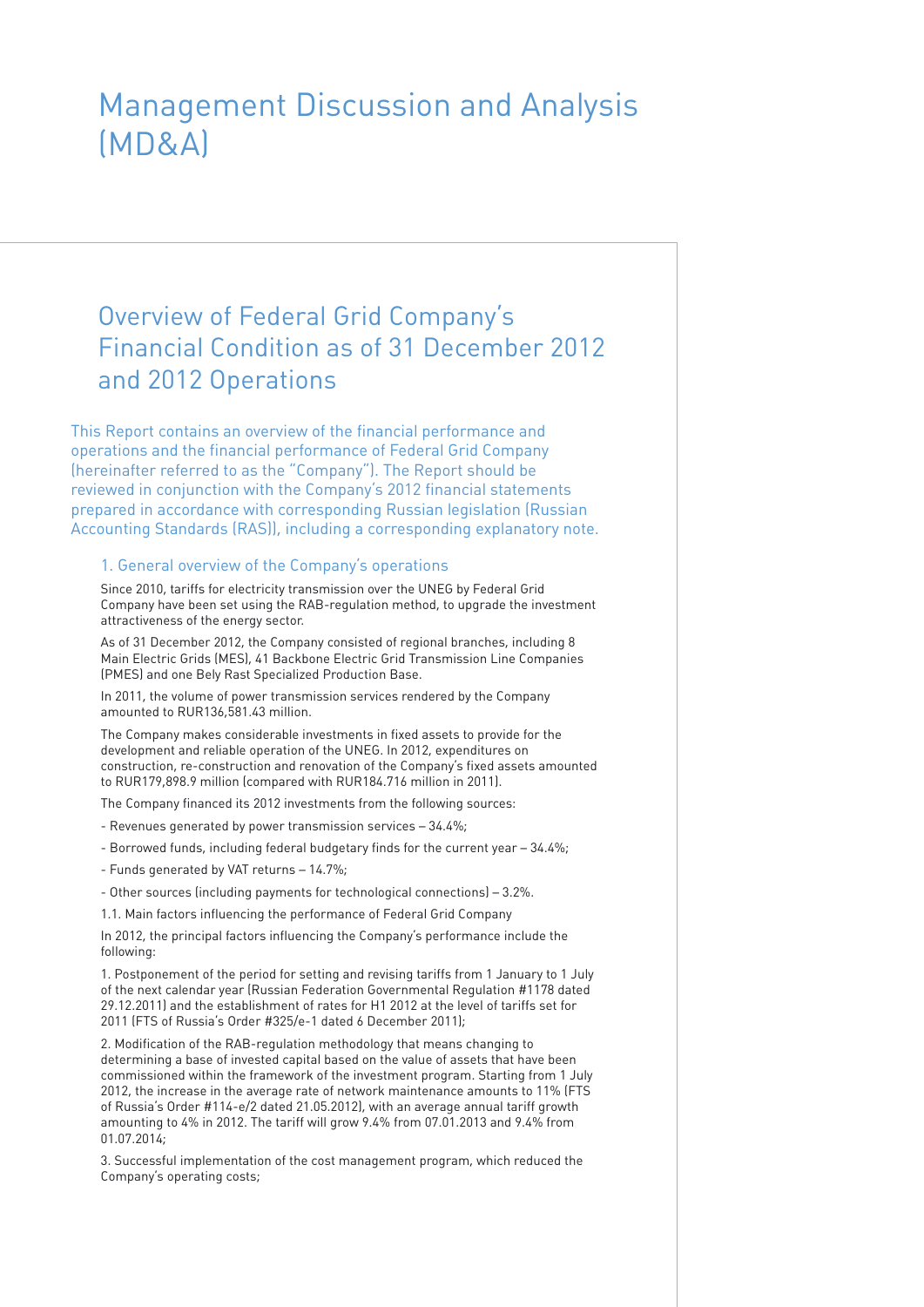# Management Discussion and Analysis (MD&A)

## Overview of Federal Grid Company's Financial Condition as of 31 December 2012 and 2012 Operations

This Report contains an overview of the financial performance and operations and the financial performance of Federal Grid Company (hereinafter referred to as the "Company"). The Report should be reviewed in conjunction with the Company's 2012 financial statements prepared in accordance with corresponding Russian legislation (Russian Accounting Standards (RAS)), including a corresponding explanatory note.

### 1. General overview of the Company's operations

Since 2010, tariffs for electricity transmission over the UNEG by Federal Grid Company have been set using the RAB-regulation method, to upgrade the investment attractiveness of the energy sector.

As of 31 December 2012, the Company consisted of regional branches, including 8 Main Electric Grids (MES), 41 Backbone Electric Grid Transmission Line Companies (PMES) and one Bely Rast Specialized Production Base.

In 2011, the volume of power transmission services rendered by the Company amounted to RUR136,581.43 million.

The Company makes considerable investments in fixed assets to provide for the development and reliable operation of the UNEG. In 2012, expenditures on construction, re-construction and renovation of the Company's fixed assets amounted to RUR179,898.9 million (compared with RUR184.716 million in 2011).

The Company financed its 2012 investments from the following sources:

- Revenues generated by power transmission services – 34.4%;
- Borrowed funds, including federal budgetary finds for the current year – 34.4%;
- Funds generated by VAT returns – 14.7%;
- Other sources (including payments for technological connections) – 3.2%.

1.1. Main factors influencing the performance of Federal Grid Company

In 2012, the principal factors influencing the Company's performance include the following:

1. Postponement of the period for setting and revising tariffs from 1 January to 1 July of the next calendar year (Russian Federation Governmental Regulation #1178 dated 29.12.2011) and the establishment of rates for H1 2012 at the level of tariffs set for 2011 (FTS of Russia's Order #325/e-1 dated 6 December 2011);

2. Modification of the RAB-regulation methodology that means changing to determining a base of invested capital based on the value of assets that have been commissioned within the framework of the investment program. Starting from 1 July 2012, the increase in the average rate of network maintenance amounts to 11% (FTS of Russia's Order #114-e/2 dated 21.05.2012), with an average annual tariff growth amounting to 4% in 2012. The tariff will grow 9.4% from 07.01.2013 and 9.4% from 01.07.2014;

3. Successful implementation of the cost management program, which reduced the Company's operating costs;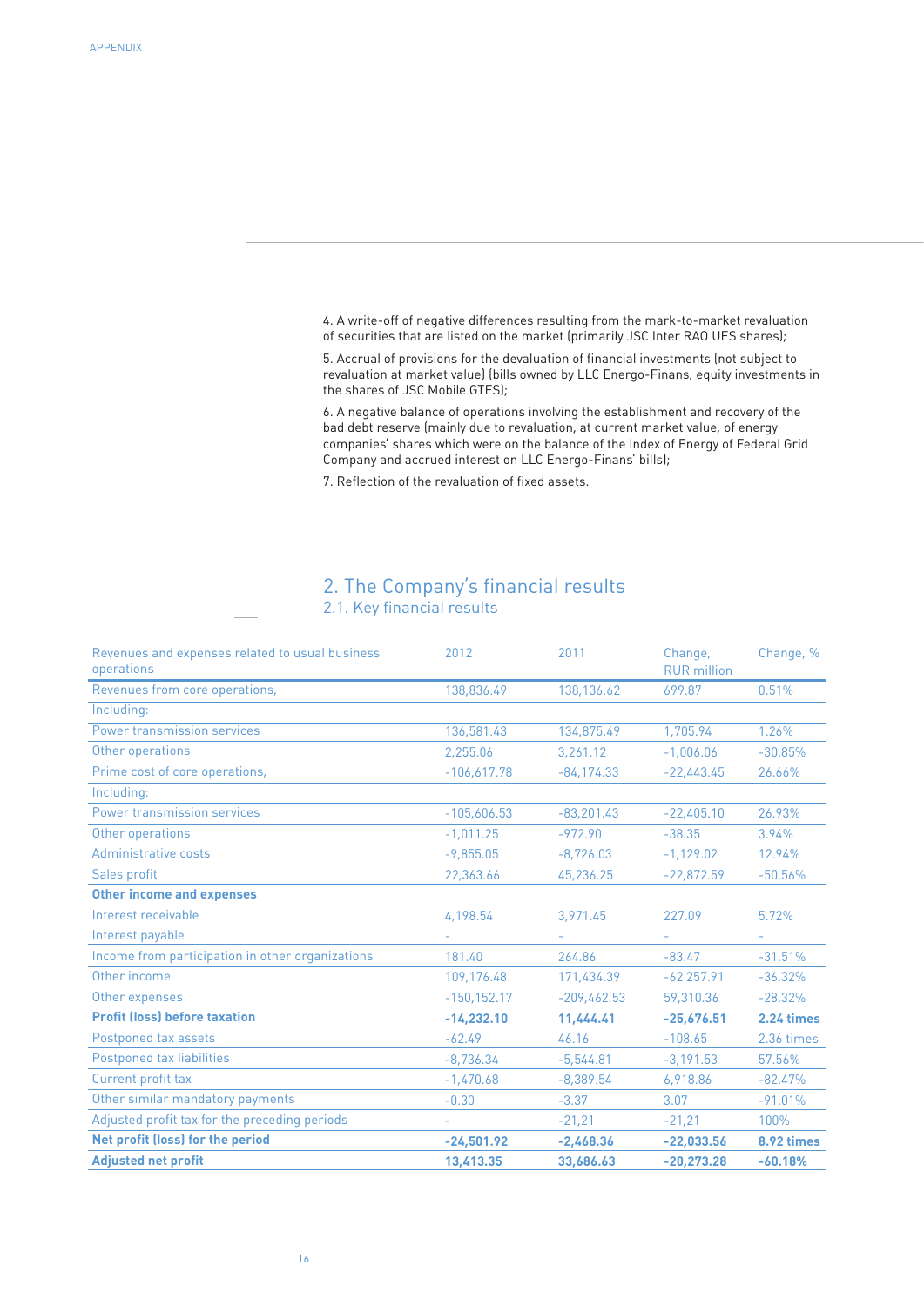4. A write-off of negative differences resulting from the mark-to-market revaluation of securities that are listed on the market (primarily JSC Inter RAO UES shares);

5. Accrual of provisions for the devaluation of financial investments (not subject to revaluation at market value) (bills owned by LLC Energo-Finans, equity investments in the shares of JSC Mobile GTES);

6. A negative balance of operations involving the establishment and recovery of the bad debt reserve (mainly due to revaluation, at current market value, of energy companies' shares which were on the balance of the Index of Energy of Federal Grid Company and accrued interest on LLC Energo-Finans' bills);

7. Reflection of the revaluation of fixed assets.

## 2. The Company's financial results

### 2.1. Key financial results

| Revenues and expenses related to usual business operations | 2012 | 2011 | Change, RUR million | Change, % |
|---|---|---|---|---|
| Revenues from core operations, | 138,836.49 | 138,136.62 | 699.87 | 0.51% |
| Including: | | | | |
| Power transmission services | 136,581.43 | 134,875.49 | 1,705.94 | 1.26% |
| Other operations | 2,255.06 | 3,261.12 | -1,006.06 | -30.85% |
| Prime cost of core operations, | -106,617.78 | -84,174.33 | -22,443.45 | 26.66% |
| Including: | | | | |
| Power transmission services | -105,606.53 | -83,201.43 | -22,405.10 | 26.93% |
| Other operations | -1,011.25 | -972.90 | -38.35 | 3.94% |
| Administrative costs | -9,855.05 | -8,726.03 | -1,129.02 | 12.94% |
| Sales profit | 22,363.66 | 45,236.25 | -22,872.59 | -50.56% |
| **Other income and expenses** | | | | |
| Interest receivable | 4,198.54 | 3,971.45 | 227.09 | 5.72% |
| Interest payable | - | - | - | - |
| Income from participation in other organizations | 181.40 | 264.86 | -83.47 | -31.51% |
| Other income | 109,176.48 | 171,434.39 | -62 257.91 | -36.32% |
| Other expenses | -150,152.17 | -209,462.53 | 59,310.36 | -28.32% |
| **Profit (loss) before taxation** | **-14,232.10** | **11,444.41** | **-25,676.51** | **2.24 times** |
| Postponed tax assets | -62.49 | 46.16 | -108.65 | 2.36 times |
| Postponed tax liabilities | -8,736.34 | -5,544.81 | -3,191.53 | 57.56% |
| Current profit tax | -1,470.68 | -8,389.54 | 6,918.86 | -82.47% |
| Other similar mandatory payments | -0.30 | -3.37 | 3.07 | -91.01% |
| Adjusted profit tax for the preceding periods | - | -21,21 | -21,21 | 100% |
| **Net profit (loss) for the period** | **-24,501.92** | **-2,468.36** | **-22,033.56** | **8.92 times** |
| **Adjusted net profit** | **13,413.35** | **33,686.63** | **-20,273.28** | **-60.18%** |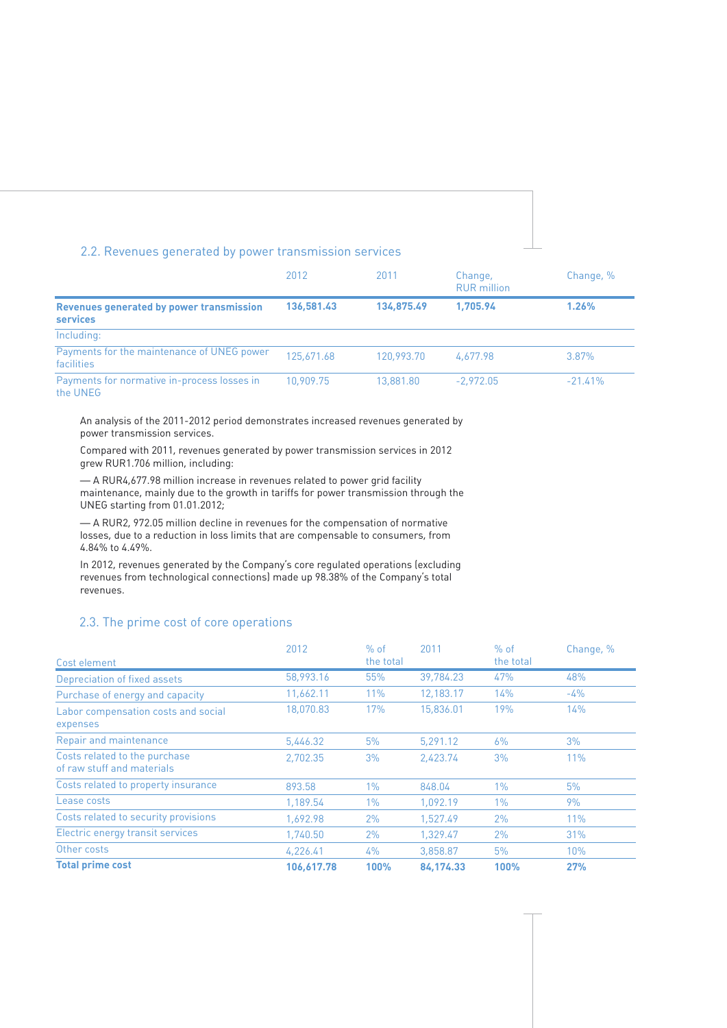## 2.2. Revenues generated by power transmission services

| | 2012 | 2011 | Change, RUR million | Change, % |
|---|---|---|---|---|
| **Revenues generated by power transmission services** | **136,581.43** | **134,875.49** | **1,705.94** | **1.26%** |
| Including: | | | | |
| Payments for the maintenance of UNEG power facilities | 125,671.68 | 120,993.70 | 4,677.98 | 3.87% |
| Payments for normative in-process losses in the UNEG | 10,909.75 | 13,881.80 | -2,972.05 | -21.41% |

An analysis of the 2011-2012 period demonstrates increased revenues generated by power transmission services.

Compared with 2011, revenues generated by power transmission services in 2012 grew RUR1.706 million, including:

— A RUR4,677.98 million increase in revenues related to power grid facility maintenance, mainly due to the growth in tariffs for power transmission through the UNEG starting from 01.01.2012;

— A RUR2, 972.05 million decline in revenues for the compensation of normative losses, due to a reduction in loss limits that are compensable to consumers, from 4.84% to 4.49%.

In 2012, revenues generated by the Company's core regulated operations (excluding revenues from technological connections) made up 98.38% of the Company's total revenues.

## 2.3. The prime cost of core operations

| Cost element | 2012 | % of the total | 2011 | % of the total | Change, % |
|---|---|---|---|---|---|
| Depreciation of fixed assets | 58,993.16 | 55% | 39,784.23 | 47% | 48% |
| Purchase of energy and capacity | 11,662.11 | 11% | 12,183.17 | 14% | -4% |
| Labor compensation costs and social expenses | 18,070.83 | 17% | 15,836.01 | 19% | 14% |
| Repair and maintenance | 5,446.32 | 5% | 5,291.12 | 6% | 3% |
| Costs related to the purchase of raw stuff and materials | 2,702.35 | 3% | 2,423.74 | 3% | 11% |
| Costs related to property insurance | 893.58 | 1% | 848.04 | 1% | 5% |
| Lease costs | 1,189.54 | 1% | 1,092.19 | 1% | 9% |
| Costs related to security provisions | 1,692.98 | 2% | 1,527.49 | 2% | 11% |
| Electric energy transit services | 1,740.50 | 2% | 1,329.47 | 2% | 31% |
| Other costs | 4,226.41 | 4% | 3,858.87 | 5% | 10% |
| **Total prime cost** | **106,617.78** | **100%** | **84,174.33** | **100%** | **27%** |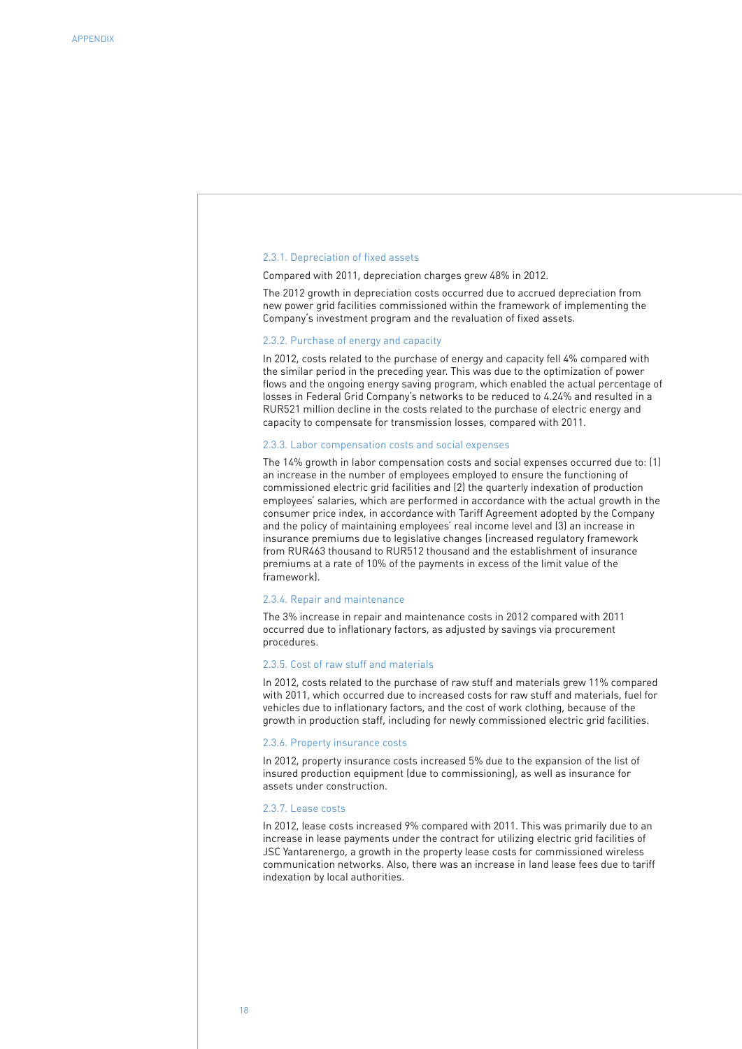#### 2.3.1. Depreciation of fixed assets

Compared with 2011, depreciation charges grew 48% in 2012.

The 2012 growth in depreciation costs occurred due to accrued depreciation from new power grid facilities commissioned within the framework of implementing the Company's investment program and the revaluation of fixed assets.

#### 2.3.2. Purchase of energy and capacity

In 2012, costs related to the purchase of energy and capacity fell 4% compared with the similar period in the preceding year. This was due to the optimization of power flows and the ongoing energy saving program, which enabled the actual percentage of losses in Federal Grid Company's networks to be reduced to 4.24% and resulted in a RUR521 million decline in the costs related to the purchase of electric energy and capacity to compensate for transmission losses, compared with 2011.

#### 2.3.3. Labor compensation costs and social expenses

The 14% growth in labor compensation costs and social expenses occurred due to: (1) an increase in the number of employees employed to ensure the functioning of commissioned electric grid facilities and (2) the quarterly indexation of production employees' salaries, which are performed in accordance with the actual growth in the consumer price index, in accordance with Tariff Agreement adopted by the Company and the policy of maintaining employees' real income level and (3) an increase in insurance premiums due to legislative changes (increased regulatory framework from RUR463 thousand to RUR512 thousand and the establishment of insurance premiums at a rate of 10% of the payments in excess of the limit value of the framework).

#### 2.3.4. Repair and maintenance

The 3% increase in repair and maintenance costs in 2012 compared with 2011 occurred due to inflationary factors, as adjusted by savings via procurement procedures.

#### 2.3.5. Cost of raw stuff and materials

In 2012, costs related to the purchase of raw stuff and materials grew 11% compared with 2011, which occurred due to increased costs for raw stuff and materials, fuel for vehicles due to inflationary factors, and the cost of work clothing, because of the growth in production staff, including for newly commissioned electric grid facilities.

#### 2.3.6. Property insurance costs

In 2012, property insurance costs increased 5% due to the expansion of the list of insured production equipment (due to commissioning), as well as insurance for assets under construction.

#### 2.3.7. Lease costs

In 2012, lease costs increased 9% compared with 2011. This was primarily due to an increase in lease payments under the contract for utilizing electric grid facilities of JSC Yantarenergo, a growth in the property lease costs for commissioned wireless communication networks. Also, there was an increase in land lease fees due to tariff indexation by local authorities.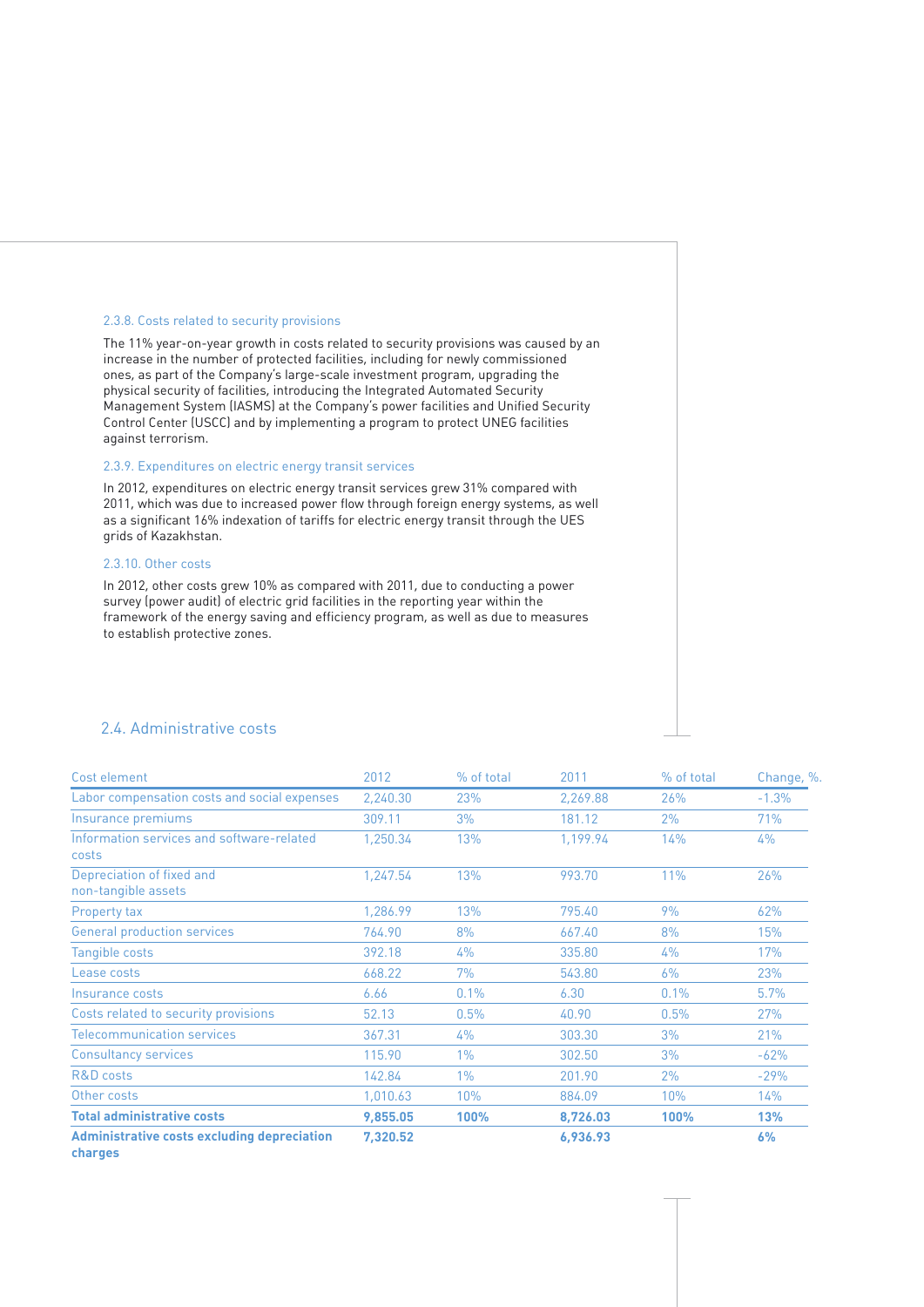### 2.3.8. Costs related to security provisions

The 11% year-on-year growth in costs related to security provisions was caused by an increase in the number of protected facilities, including for newly commissioned ones, as part of the Company's large-scale investment program, upgrading the physical security of facilities, introducing the Integrated Automated Security Management System (IASMS) at the Company's power facilities and Unified Security Control Center (USCC) and by implementing a program to protect UNEG facilities against terrorism.

### 2.3.9. Expenditures on electric energy transit services

In 2012, expenditures on electric energy transit services grew 31% compared with 2011, which was due to increased power flow through foreign energy systems, as well as a significant 16% indexation of tariffs for electric energy transit through the UES grids of Kazakhstan.

### 2.3.10. Other costs

In 2012, other costs grew 10% as compared with 2011, due to conducting a power survey (power audit) of electric grid facilities in the reporting year within the framework of the energy saving and efficiency program, as well as due to measures to establish protective zones.

## 2.4. Administrative costs

| Cost element | 2012 | % of total | 2011 | % of total | Change, %. |
|---|---|---|---|---|---|
| Labor compensation costs and social expenses | 2,240.30 | 23% | 2,269.88 | 26% | -1.3% |
| Insurance premiums | 309.11 | 3% | 181.12 | 2% | 71% |
| Information services and software-related costs | 1,250.34 | 13% | 1,199.94 | 14% | 4% |
| Depreciation of fixed and non-tangible assets | 1,247.54 | 13% | 993.70 | 11% | 26% |
| Property tax | 1,286.99 | 13% | 795.40 | 9% | 62% |
| General production services | 764.90 | 8% | 667.40 | 8% | 15% |
| Tangible costs | 392.18 | 4% | 335.80 | 4% | 17% |
| Lease costs | 668.22 | 7% | 543.80 | 6% | 23% |
| Insurance costs | 6.66 | 0.1% | 6.30 | 0.1% | 5.7% |
| Costs related to security provisions | 52.13 | 0.5% | 40.90 | 0.5% | 27% |
| Telecommunication services | 367.31 | 4% | 303.30 | 3% | 21% |
| Consultancy services | 115.90 | 1% | 302.50 | 3% | -62% |
| R&D costs | 142.84 | 1% | 201.90 | 2% | -29% |
| Other costs | 1,010.63 | 10% | 884.09 | 10% | 14% |
| **Total administrative costs** | **9,855.05** | **100%** | **8,726.03** | **100%** | **13%** |
| **Administrative costs excluding depreciation charges** | **7,320.52** | | **6,936.93** | | **6%** |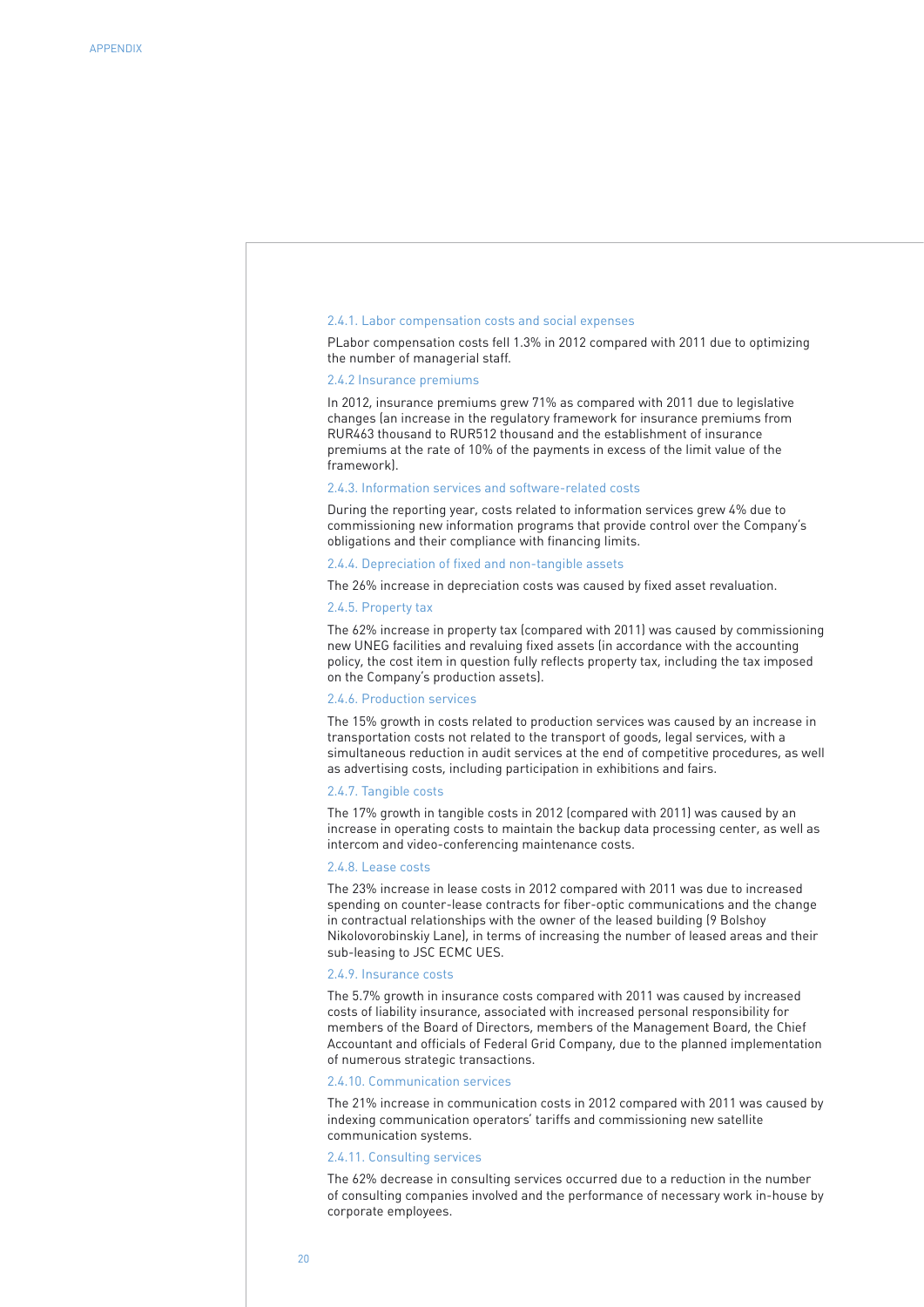### 2.4.1. Labor compensation costs and social expenses

PLabor compensation costs fell 1.3% in 2012 compared with 2011 due to optimizing the number of managerial staff.

### 2.4.2 Insurance premiums

In 2012, insurance premiums grew 71% as compared with 2011 due to legislative changes (an increase in the regulatory framework for insurance premiums from RUR463 thousand to RUR512 thousand and the establishment of insurance premiums at the rate of 10% of the payments in excess of the limit value of the framework).

### 2.4.3. Information services and software-related costs

During the reporting year, costs related to information services grew 4% due to commissioning new information programs that provide control over the Company's obligations and their compliance with financing limits.

### 2.4.4. Depreciation of fixed and non-tangible assets

The 26% increase in depreciation costs was caused by fixed asset revaluation.

### 2.4.5. Property tax

The 62% increase in property tax (compared with 2011) was caused by commissioning new UNEG facilities and revaluing fixed assets (in accordance with the accounting policy, the cost item in question fully reflects property tax, including the tax imposed on the Company's production assets).

### 2.4.6. Production services

The 15% growth in costs related to production services was caused by an increase in transportation costs not related to the transport of goods, legal services, with a simultaneous reduction in audit services at the end of competitive procedures, as well as advertising costs, including participation in exhibitions and fairs.

### 2.4.7. Tangible costs

The 17% growth in tangible costs in 2012 (compared with 2011) was caused by an increase in operating costs to maintain the backup data processing center, as well as intercom and video-conferencing maintenance costs.

### 2.4.8. Lease costs

The 23% increase in lease costs in 2012 compared with 2011 was due to increased spending on counter-lease contracts for fiber-optic communications and the change in contractual relationships with the owner of the leased building (9 Bolshoy Nikolovorobinskiy Lane), in terms of increasing the number of leased areas and their sub-leasing to JSC ECMC UES.

### 2.4.9. Insurance costs

The 5.7% growth in insurance costs compared with 2011 was caused by increased costs of liability insurance, associated with increased personal responsibility for members of the Board of Directors, members of the Management Board, the Chief Accountant and officials of Federal Grid Company, due to the planned implementation of numerous strategic transactions.

### 2.4.10. Communication services

The 21% increase in communication costs in 2012 compared with 2011 was caused by indexing communication operators' tariffs and commissioning new satellite communication systems.

### 2.4.11. Consulting services

The 62% decrease in consulting services occurred due to a reduction in the number of consulting companies involved and the performance of necessary work in-house by corporate employees.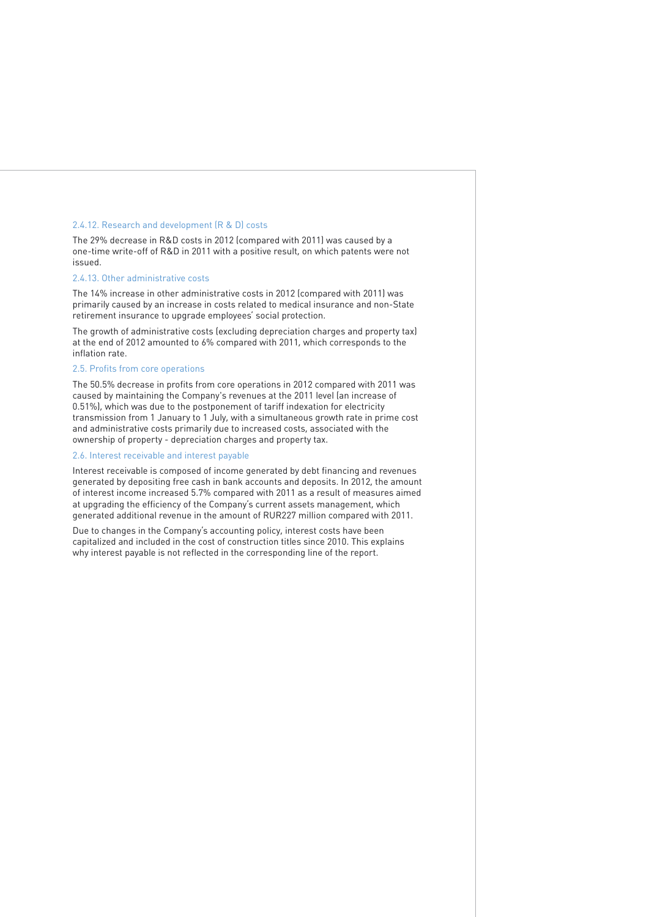### 2.4.12. Research and development (R & D) costs

The 29% decrease in R&D costs in 2012 (compared with 2011) was caused by a one-time write-off of R&D in 2011 with a positive result, on which patents were not issued.

### 2.4.13. Other administrative costs

The 14% increase in other administrative costs in 2012 (compared with 2011) was primarily caused by an increase in costs related to medical insurance and non-State retirement insurance to upgrade employees' social protection.

The growth of administrative costs (excluding depreciation charges and property tax) at the end of 2012 amounted to 6% compared with 2011, which corresponds to the inflation rate.

## 2.5. Profits from core operations

The 50.5% decrease in profits from core operations in 2012 compared with 2011 was caused by maintaining the Company's revenues at the 2011 level (an increase of 0.51%), which was due to the postponement of tariff indexation for electricity transmission from 1 January to 1 July, with a simultaneous growth rate in prime cost and administrative costs primarily due to increased costs, associated with the ownership of property - depreciation charges and property tax.

## 2.6. Interest receivable and interest payable

Interest receivable is composed of income generated by debt financing and revenues generated by depositing free cash in bank accounts and deposits. In 2012, the amount of interest income increased 5.7% compared with 2011 as a result of measures aimed at upgrading the efficiency of the Company's current assets management, which generated additional revenue in the amount of RUR227 million compared with 2011.

Due to changes in the Company's accounting policy, interest costs have been capitalized and included in the cost of construction titles since 2010. This explains why interest payable is not reflected in the corresponding line of the report.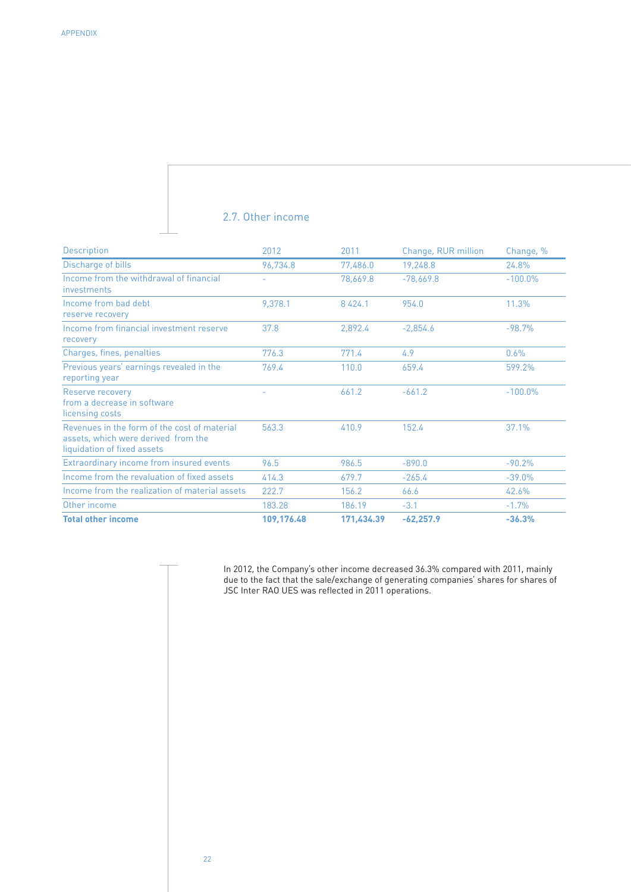## 2.7. Other income

| Description | 2012 | 2011 | Change, RUR million | Change, % |
|---|---|---|---|---|
| Discharge of bills | 96,734.8 | 77,486.0 | 19,248.8 | 24.8% |
| Income from the withdrawal of financial investments | - | 78,669.8 | -78,669.8 | -100.0% |
| Income from bad debt reserve recovery | 9,378.1 | 8 424.1 | 954.0 | 11.3% |
| Income from financial investment reserve recovery | 37.8 | 2,892.4 | -2,854.6 | -98.7% |
| Charges, fines, penalties | 776.3 | 771.4 | 4.9 | 0.6% |
| Previous years' earnings revealed in the reporting year | 769.4 | 110.0 | 659.4 | 599.2% |
| Reserve recovery from a decrease in software licensing costs | - | 661.2 | -661.2 | -100.0% |
| Revenues in the form of the cost of material assets, which were derived from the liquidation of fixed assets | 563.3 | 410.9 | 152.4 | 37.1% |
| Extraordinary income from insured events | 96.5 | 986.5 | -890.0 | -90.2% |
| Income from the revaluation of fixed assets | 414.3 | 679.7 | -265.4 | -39.0% |
| Income from the realization of material assets | 222.7 | 156.2 | 66.6 | 42.6% |
| Other income | 183.28 | 186.19 | -3.1 | -1.7% |
| **Total other income** | **109,176.48** | **171,434.39** | **-62,257.9** | **-36.3%** |

In 2012, the Company's other income decreased 36.3% compared with 2011, mainly due to the fact that the sale/exchange of generating companies' shares for shares of JSC Inter RAO UES was reflected in 2011 operations.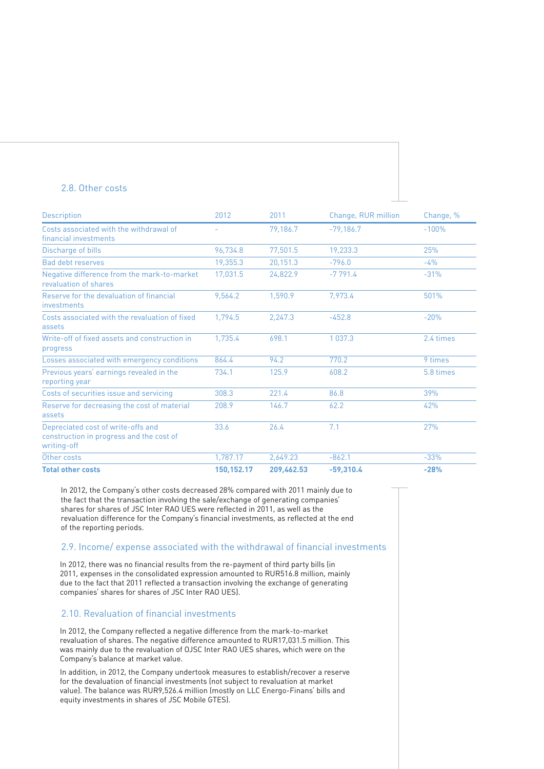## 2.8. Other costs

| Description | 2012 | 2011 | Change, RUR million | Change, % |
|---|---|---|---|---|
| Costs associated with the withdrawal of financial investments | - | 79,186.7 | -79,186.7 | -100% |
| Discharge of bills | 96,734.8 | 77,501.5 | 19,233.3 | 25% |
| Bad debt reserves | 19,355.3 | 20,151.3 | -796.0 | -4% |
| Negative difference from the mark-to-market revaluation of shares | 17,031.5 | 24,822.9 | -7 791.4 | -31% |
| Reserve for the devaluation of financial investments | 9,564.2 | 1,590.9 | 7,973.4 | 501% |
| Costs associated with the revaluation of fixed assets | 1,794.5 | 2,247.3 | -452.8 | -20% |
| Write-off of fixed assets and construction in progress | 1,735.4 | 698.1 | 1 037.3 | 2.4 times |
| Losses associated with emergency conditions | 864.4 | 94.2 | 770.2 | 9 times |
| Previous years' earnings revealed in the reporting year | 734.1 | 125.9 | 608.2 | 5.8 times |
| Costs of securities issue and servicing | 308.3 | 221.4 | 86.8 | 39% |
| Reserve for decreasing the cost of material assets | 208.9 | 146.7 | 62.2 | 42% |
| Depreciated cost of write-offs and construction in progress and the cost of writing-off | 33.6 | 26.4 | 7.1 | 27% |
| Other costs | 1,787.17 | 2,649.23 | -862.1 | -33% |
| **Total other costs** | **150,152.17** | **209,462.53** | **-59,310.4** | **-28%** |

In 2012, the Company's other costs decreased 28% compared with 2011 mainly due to the fact that the transaction involving the sale/exchange of generating companies' shares for shares of JSC Inter RAO UES were reflected in 2011, as well as the revaluation difference for the Company's financial investments, as reflected at the end of the reporting periods.

## 2.9. Income/ expense associated with the withdrawal of financial investments

In 2012, there was no financial results from the re-payment of third party bills (in 2011, expenses in the consolidated expression amounted to RUR516.8 million, mainly due to the fact that 2011 reflected a transaction involving the exchange of generating companies' shares for shares of JSC Inter RAO UES).

## 2.10. Revaluation of financial investments

In 2012, the Company reflected a negative difference from the mark-to-market revaluation of shares. The negative difference amounted to RUR17,031.5 million. This was mainly due to the revaluation of OJSC Inter RAO UES shares, which were on the Company's balance at market value.

In addition, in 2012, the Company undertook measures to establish/recover a reserve for the devaluation of financial investments (not subject to revaluation at market value). The balance was RUR9,526.4 million (mostly on LLC Energo-Finans' bills and equity investments in shares of JSC Mobile GTES).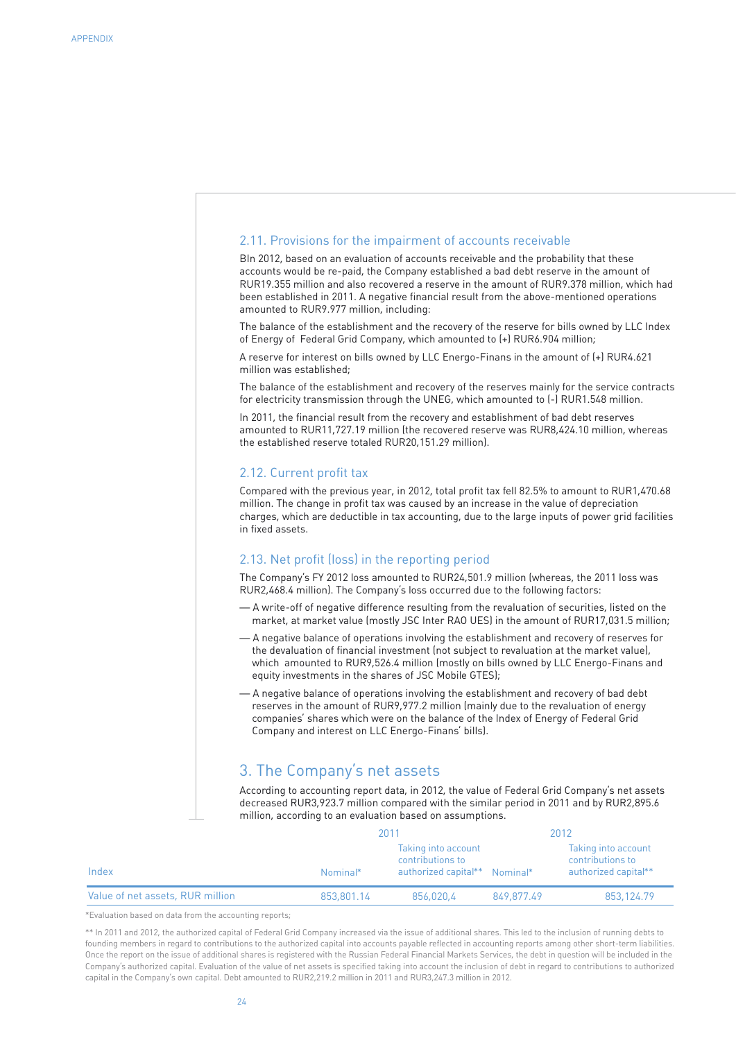## 2.11. Provisions for the impairment of accounts receivable

BIn 2012, based on an evaluation of accounts receivable and the probability that these accounts would be re-paid, the Company established a bad debt reserve in the amount of RUR19.355 million and also recovered a reserve in the amount of RUR9.378 million, which had been established in 2011. A negative financial result from the above-mentioned operations amounted to RUR9.977 million, including:

The balance of the establishment and the recovery of the reserve for bills owned by LLC Index of Energy of Federal Grid Company, which amounted to (+) RUR6.904 million;

A reserve for interest on bills owned by LLC Energo-Finans in the amount of (+) RUR4.621 million was established;

The balance of the establishment and recovery of the reserves mainly for the service contracts for electricity transmission through the UNEG, which amounted to (-) RUR1.548 million.

In 2011, the financial result from the recovery and establishment of bad debt reserves amounted to RUR11,727.19 million (the recovered reserve was RUR8,424.10 million, whereas the established reserve totaled RUR20,151.29 million).

## 2.12. Current profit tax

Compared with the previous year, in 2012, total profit tax fell 82.5% to amount to RUR1,470.68 million. The change in profit tax was caused by an increase in the value of depreciation charges, which are deductible in tax accounting, due to the large inputs of power grid facilities in fixed assets.

## 2.13. Net profit (loss) in the reporting period

The Company's FY 2012 loss amounted to RUR24,501.9 million (whereas, the 2011 loss was RUR2,468.4 million). The Company's loss occurred due to the following factors:

- A write-off of negative difference resulting from the revaluation of securities, listed on the market, at market value (mostly JSC Inter RAO UES) in the amount of RUR17,031.5 million;
- A negative balance of operations involving the establishment and recovery of reserves for the devaluation of financial investment (not subject to revaluation at the market value), which amounted to RUR9,526.4 million (mostly on bills owned by LLC Energo-Finans and equity investments in the shares of JSC Mobile GTES);
- A negative balance of operations involving the establishment and recovery of bad debt reserves in the amount of RUR9,977.2 million (mainly due to the revaluation of energy companies' shares which were on the balance of the Index of Energy of Federal Grid Company and interest on LLC Energo-Finans' bills).

# 3. The Company's net assets

According to accounting report data, in 2012, the value of Federal Grid Company's net assets decreased RUR3,923.7 million compared with the similar period in 2011 and by RUR2,895.6 million, according to an evaluation based on assumptions.

| | 2011 | | 2012 | |
|---|---|---|---|---|
| Index | Nominal* | Taking into account contributions to authorized capital** | Nominal* | Taking into account contributions to authorized capital** |
| Value of net assets, RUR million | 853,801.14 | 856,020,4 | 849,877.49 | 853,124.79 |

*Evaluation based on data from the accounting reports;

** In 2011 and 2012, the authorized capital of Federal Grid Company increased via the issue of additional shares. This led to the inclusion of running debts to founding members in regard to contributions to the authorized capital into accounts payable reflected in accounting reports among other short-term liabilities. Once the report on the issue of additional shares is registered with the Russian Federal Financial Markets Services, the debt in question will be included in the Company's authorized capital. Evaluation of the value of net assets is specified taking into account the inclusion of debt in regard to contributions to authorized capital in the Company's own capital. Debt amounted to RUR2,219.2 million in 2011 and RUR3,247.3 million in 2012.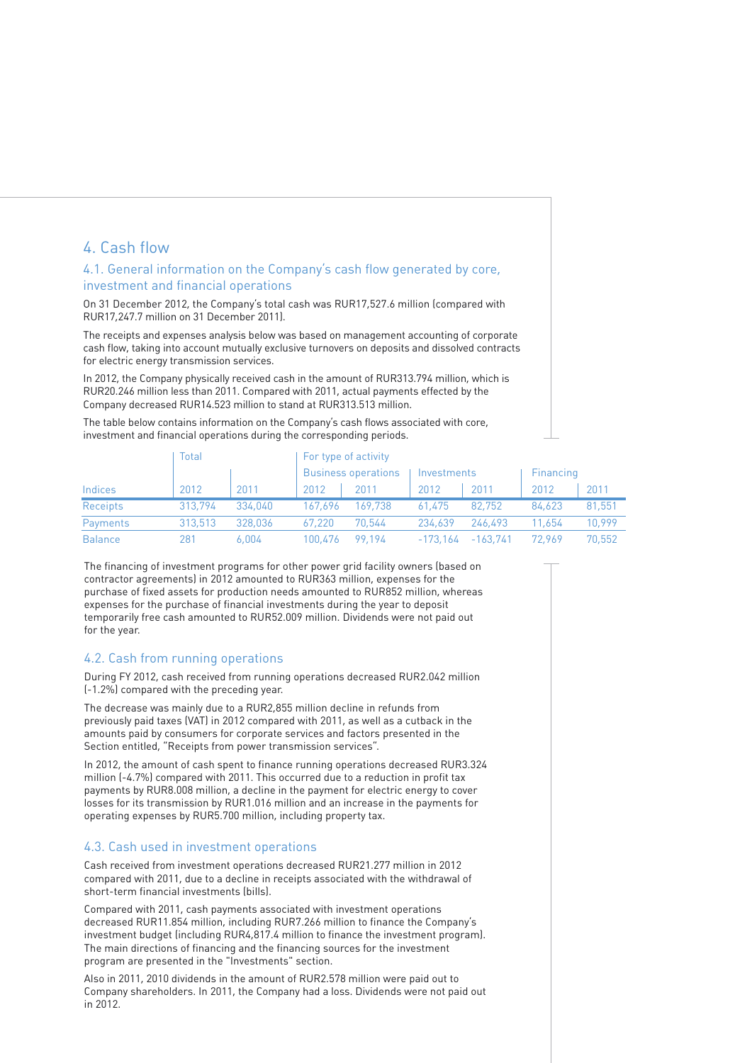# 4. Cash flow

## 4.1. General information on the Company's cash flow generated by core, investment and financial operations

On 31 December 2012, the Company's total cash was RUR17,527.6 million (compared with RUR17,247.7 million on 31 December 2011).

The receipts and expenses analysis below was based on management accounting of corporate cash flow, taking into account mutually exclusive turnovers on deposits and dissolved contracts for electric energy transmission services.

In 2012, the Company physically received cash in the amount of RUR313.794 million, which is RUR20.246 million less than 2011. Compared with 2011, actual payments effected by the Company decreased RUR14.523 million to stand at RUR313.513 million.

The table below contains information on the Company's cash flows associated with core, investment and financial operations during the corresponding periods.

| | Total | | For type of activity | | | | | |
|---|---|---|---|---|---|---|---|---|
| | | | Business operations | | Investments | | Financing | |
| Indices | 2012 | 2011 | 2012 | 2011 | 2012 | 2011 | 2012 | 2011 |
| Receipts | 313,794 | 334,040 | 167,696 | 169,738 | 61,475 | 82,752 | 84,623 | 81,551 |
| Payments | 313,513 | 328,036 | 67,220 | 70,544 | 234,639 | 246,493 | 11,654 | 10,999 |
| Balance | 281 | 6,004 | 100,476 | 99,194 | -173,164 | -163,741 | 72,969 | 70,552 |

The financing of investment programs for other power grid facility owners (based on contractor agreements) in 2012 amounted to RUR363 million, expenses for the purchase of fixed assets for production needs amounted to RUR852 million, whereas expenses for the purchase of financial investments during the year to deposit temporarily free cash amounted to RUR52.009 million. Dividends were not paid out for the year.

## 4.2. Cash from running operations

During FY 2012, cash received from running operations decreased RUR2.042 million (-1.2%) compared with the preceding year.

The decrease was mainly due to a RUR2,855 million decline in refunds from previously paid taxes (VAT) in 2012 compared with 2011, as well as a cutback in the amounts paid by consumers for corporate services and factors presented in the Section entitled, "Receipts from power transmission services".

In 2012, the amount of cash spent to finance running operations decreased RUR3.324 million (-4.7%) compared with 2011. This occurred due to a reduction in profit tax payments by RUR8.008 million, a decline in the payment for electric energy to cover losses for its transmission by RUR1.016 million and an increase in the payments for operating expenses by RUR5.700 million, including property tax.

## 4.3. Cash used in investment operations

Cash received from investment operations decreased RUR21.277 million in 2012 compared with 2011, due to a decline in receipts associated with the withdrawal of short-term financial investments (bills).

Compared with 2011, cash payments associated with investment operations decreased RUR11.854 million, including RUR7.266 million to finance the Company's investment budget (including RUR4,817.4 million to finance the investment program). The main directions of financing and the financing sources for the investment program are presented in the "Investments" section.

Also in 2011, 2010 dividends in the amount of RUR2.578 million were paid out to Company shareholders. In 2011, the Company had a loss. Dividends were not paid out in 2012.